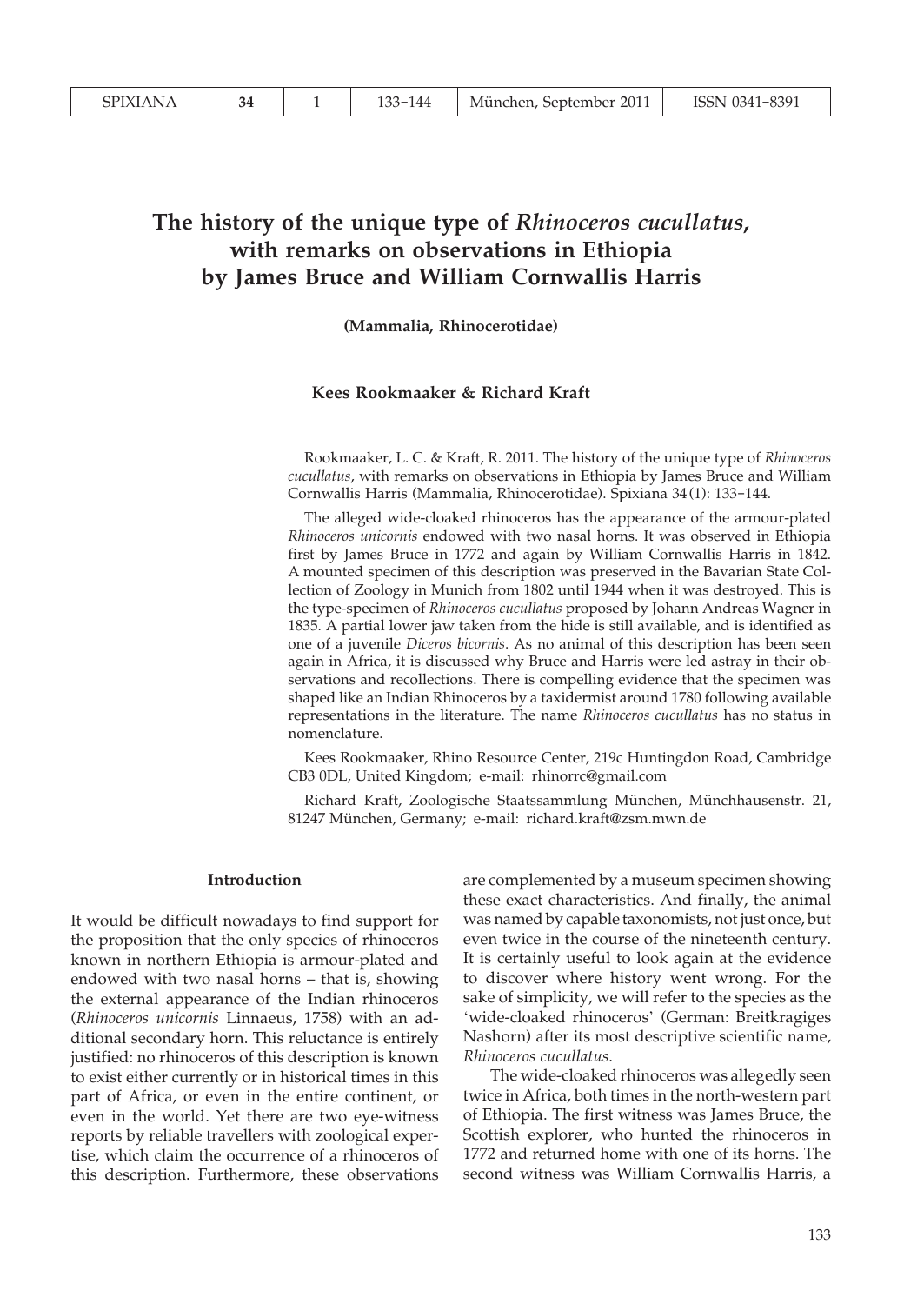# The history of the unique type of *Rhinoceros cucullatus*, with remarks on observations in Ethiopia by James Bruce and William Cornwallis Harris

**(Mammalia, Rhinocerotidae)**

**Kees Rookmaaker & Richard Kraft**

Rookmaaker, L. C. & Kraft, R. 2011. The history of the unique type of *Rhinoceros cucullatus*, with remarks on observations in Ethiopia by James Bruce and William Cornwallis Harris (Mammalia, Rhinocerotidae). Spixiana 34 (1): 133–144.

The alleged wide-cloaked rhinoceros has the appearance of the armour-plated *Rhinoceros unicornis* endowed with two nasal horns. It was observed in Ethiopia first by James Bruce in 1772 and again by William Cornwallis Harris in 1842. A mounted specimen of this description was preserved in the Bavarian State Collection of Zoology in Munich from 1802 until 1944 when it was destroyed. This is the type-specimen of *Rhinoceros cucullatus* proposed by Johann Andreas Wagner in 1835. A partial lower jaw taken from the hide is still available, and is identified as one of a juvenile *Diceros bicornis*. As no animal of this description has been seen again in Africa, it is discussed why Bruce and Harris were led astray in their observations and recollections. There is compelling evidence that the specimen was shaped like an Indian Rhinoceros by a taxidermist around 1780 following available representations in the literature. The name *Rhinoceros cucullatus* has no status in nomenclature.

Kees Rookmaaker, Rhino Resource Center, 219c Huntingdon Road, Cambridge CB3 0DL, United Kingdom; e-mail: rhinorrc@gmail.com

Richard Kraft, Zoologische Staatssammlung München, Münchhausenstr. 21, 81247 München, Germany; e-mail: richard.kraft@zsm.mwn.de

## Introduction

It would be difficult nowadays to find support for the proposition that the only species of rhinoceros known in northern Ethiopia is armour-plated and endowed with two nasal horns – that is, showing the external appearance of the Indian rhinoceros (*Rhinoceros unicornis* Linnaeus, 1758) with an additional secondary horn. This reluctance is entirely justified: no rhinoceros of this description is known to exist either currently or in historical times in this part of Africa, or even in the entire continent, or even in the world. Yet there are two eye-witness reports by reliable travellers with zoological expertise, which claim the occurrence of a rhinoceros of this description. Furthermore, these observations are complemented by a museum specimen showing these exact characteristics. And finally, the animal was named by capable taxonomists, not just once, but even twice in the course of the nineteenth century. It is certainly useful to look again at the evidence to discover where history went wrong. For the sake of simplicity, we will refer to the species as the 'wide-cloaked rhinoceros' (German: Breitkragiges Nashorn) after its most descriptive scientific name, *Rhinoceros cucullatus*.

The wide-cloaked rhinoceros was allegedly seen twice in Africa, both times in the north-western part of Ethiopia. The first witness was James Bruce, the Scottish explorer, who hunted the rhinoceros in 1772 and returned home with one of its horns. The second witness was William Cornwallis Harris, a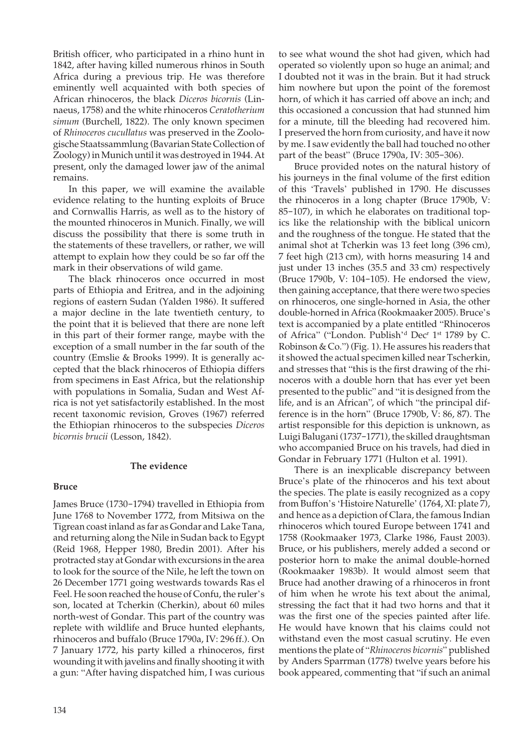British officer, who participated in a rhino hunt in 1842, after having killed numerous rhinos in South Africa during a previous trip. He was therefore eminently well acquainted with both species of African rhinoceros, the black *Diceros bicornis* (Linnaeus, 1758) and the white rhinoceros *Ceratotherium simum* (Burchell, 1822). The only known specimen of *Rhinoceros cucullatus* was preserved in the Zoologische Staatssammlung (Bavarian State Collection of Zoology) in Munich until it was destroyed in 1944. At present, only the damaged lower jaw of the animal remains.

In this paper, we will examine the available evidence relating to the hunting exploits of Bruce and Cornwallis Harris, as well as to the history of the mounted rhinoceros in Munich. Finally, we will discuss the possibility that there is some truth in the statements of these travellers, or rather, we will attempt to explain how they could be so far off the mark in their observations of wild game.

The black rhinoceros once occurred in most parts of Ethiopia and Eritrea, and in the adjoining regions of eastern Sudan (Yalden 1986). It suffered a major decline in the late twentieth century, to the point that it is believed that there are none left in this part of their former range, maybe with the exception of a small number in the far south of the country (Emslie & Brooks 1999). It is generally accepted that the black rhinoceros of Ethiopia differs from specimens in East Africa, but the relationship with populations in Somalia, Sudan and West Africa is not yet satisfactorily established. In the most recent taxonomic revision, Groves (1967) referred the Ethiopian rhinoceros to the subspecies *Diceros bicornis brucii* (Lesson, 1842).

## The evidence

### Bruce

James Bruce (1730–1794) travelled in Ethiopia from June 1768 to November 1772, from Mitsiwa on the Tigrean coast inland as far as Gondar and Lake Tana, and returning along the Nile in Sudan back to Egypt (Reid 1968, Hepper 1980, Bredin 2001). After his protracted stay at Gondar with excursions in the area to look for the source of the Nile, he left the town on 26 December 1771 going westwards towards Ras el Feel. He soon reached the house of Confu, the ruler's son, located at Tcherkin (Cherkin), about 60 miles north-west of Gondar. This part of the country was replete with wildlife and Bruce hunted elephants, rhinoceros and buffalo (Bruce 1790a, IV: 296 ff.). On 7 January 1772, his party killed a rhinoceros, first wounding it with javelins and finally shooting it with a gun: "After having dispatched him, I was curious to see what wound the shot had given, which had operated so violently upon so huge an animal; and I doubted not it was in the brain. But it had struck him nowhere but upon the point of the foremost horn, of which it has carried off above an inch; and this occasioned a concussion that had stunned him for a minute, till the bleeding had recovered him. I preserved the horn from curiosity, and have it now by me. I saw evidently the ball had touched no other part of the beast" (Bruce 1790a, IV: 305–306).

Bruce provided notes on the natural history of his journeys in the final volume of the first edition of this 'Travels' published in 1790. He discusses the rhinoceros in a long chapter (Bruce 1790b, V: 85–107), in which he elaborates on traditional topics like the relationship with the biblical unicorn and the roughness of the tongue. He stated that the animal shot at Tcherkin was 13 feet long (396 cm), 7 feet high (213 cm), with horns measuring 14 and just under 13 inches (35.5 and 33 cm) respectively (Bruce 1790b, V: 104–105). He endorsed the view, then gaining acceptance, that there were two species on rhinoceros, one single-horned in Asia, the other double-horned in Africa (Rookmaaker 2005). Bruce's text is accompanied by a plate entitled "Rhinoceros of Africa" ("London. Publish'd Dec[r] 1[st] 1789 by C. Robinson & Co.") (Fig. 1). He assures his readers that it showed the actual specimen killed near Tscherkin, and stresses that "this is the first drawing of the rhinoceros with a double horn that has ever yet been presented to the public" and "it is designed from the life, and is an African", of which "the principal difference is in the horn" (Bruce 1790b, V: 86, 87). The artist responsible for this depiction is unknown, as Luigi Balugani (1737–1771), the skilled draughtsman who accompanied Bruce on his travels, had died in Gondar in February 1771 (Hulton et al. 1991).

There is an inexplicable discrepancy between Bruce's plate of the rhinoceros and his text about the species. The plate is easily recognized as a copy from Buffon's 'Histoire Naturelle' (1764, XI: plate 7), and hence as a depiction of Clara, the famous Indian rhinoceros which toured Europe between 1741 and 1758 (Rookmaaker 1973, Clarke 1986, Faust 2003). Bruce, or his publishers, merely added a second or posterior horn to make the animal double-horned (Rookmaaker 1983b). It would almost seem that Bruce had another drawing of a rhinoceros in front of him when he wrote his text about the animal, stressing the fact that it had two horns and that it was the first one of the species painted after life. He would have known that his claims could not withstand even the most casual scrutiny. He even mentions the plate of "*Rhinoceros bicornis*" published by Anders Sparrman (1778) twelve years before his book appeared, commenting that "if such an animal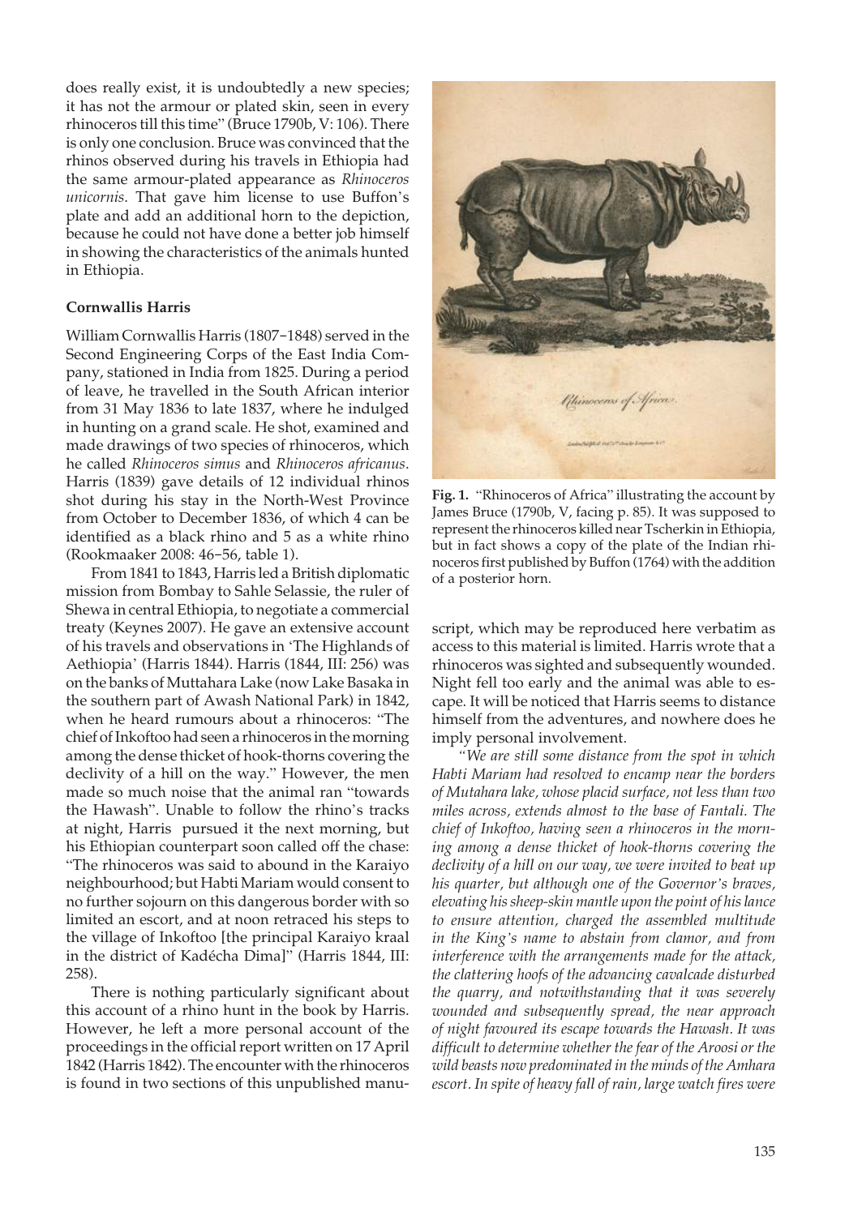does really exist, it is undoubtedly a new species; it has not the armour or plated skin, seen in every rhinoceros till this time" (Bruce 1790b, V: 106). There is only one conclusion. Bruce was convinced that the rhinos observed during his travels in Ethiopia had the same armour-plated appearance as *Rhinoceros unicornis*. That gave him license to use Buffon's plate and add an additional horn to the depiction, because he could not have done a better job himself in showing the characteristics of the animals hunted in Ethiopia.

**Fig. 1.** "Rhinoceros of Africa" illustrating the account by James Bruce (1790b, V, facing p. 85). It was supposed to represent the rhinoceros killed near Tscherkin in Ethiopia, but in fact shows a copy of the plate of the Indian rhinoceros first published by Buffon (1764) with the addition of a posterior horn.

### Cornwallis Harris

William Cornwallis Harris (1807−1848) served in the Second Engineering Corps of the East India Company, stationed in India from 1825. During a period of leave, he travelled in the South African interior from 31 May 1836 to late 1837, where he indulged in hunting on a grand scale. He shot, examined and made drawings of two species of rhinoceros, which he called *Rhinoceros simus* and *Rhinoceros africanus*. Harris (1839) gave details of 12 individual rhinos shot during his stay in the North-West Province from October to December 1836, of which 4 can be identified as a black rhino and 5 as a white rhino (Rookmaaker 2008: 46−56, table 1).

From 1841 to 1843, Harris led a British diplomatic mission from Bombay to Sahle Selassie, the ruler of Shewa in central Ethiopia, to negotiate a commercial treaty (Keynes 2007). He gave an extensive account of his travels and observations in 'The Highlands of Aethiopia' (Harris 1844). Harris (1844, III: 256) was on the banks of Muttahara Lake (now Lake Basaka in the southern part of Awash National Park) in 1842, when he heard rumours about a rhinoceros: "The chief of Inkoftoo had seen a rhinoceros in the morning among the dense thicket of hook-thorns covering the declivity of a hill on the way." However, the men made so much noise that the animal ran "towards the Hawash". Unable to follow the rhino's tracks at night, Harris pursued it the next morning, but his Ethiopian counterpart soon called off the chase: "The rhinoceros was said to abound in the Karaiyo neighbourhood; but Habti Mariam would consent to no further sojourn on this dangerous border with so limited an escort, and at noon retraced his steps to the village of Inkoftoo [the principal Karaiyo kraal in the district of Kadécha Dima]" (Harris 1844, III: 258).

There is nothing particularly significant about this account of a rhino hunt in the book by Harris. However, he left a more personal account of the proceedings in the official report written on 17 April 1842 (Harris 1842). The encounter with the rhinoceros is found in two sections of this unpublished manuscript, which may be reproduced here verbatim as access to this material is limited. Harris wrote that a rhinoceros was sighted and subsequently wounded. Night fell too early and the animal was able to escape. It will be noticed that Harris seems to distance himself from the adventures, and nowhere does he imply personal involvement.

*"We are still some distance from the spot in which Habti Mariam had resolved to encamp near the borders of Mutahara lake, whose placid surface, not less than two miles across, extends almost to the base of Fantali. The chief of Inkoftoo, having seen a rhinoceros in the morning among a dense thicket of hook-thorns covering the declivity of a hill on our way, we were invited to beat up his quarter, but although one of the Governor's braves, elevating his sheep-skin mantle upon the point of his lance to ensure attention, charged the assembled multitude in the King's name to abstain from clamor, and from interference with the arrangements made for the attack, the clattering hoofs of the advancing cavalcade disturbed the quarry, and notwithstanding that it was severely wounded and subsequently spread, the near approach of night favoured its escape towards the Hawash. It was difficult to determine whether the fear of the Aroosi or the wild beasts now predominated in the minds of the Amhara escort. In spite of heavy fall of rain, large watch fires were*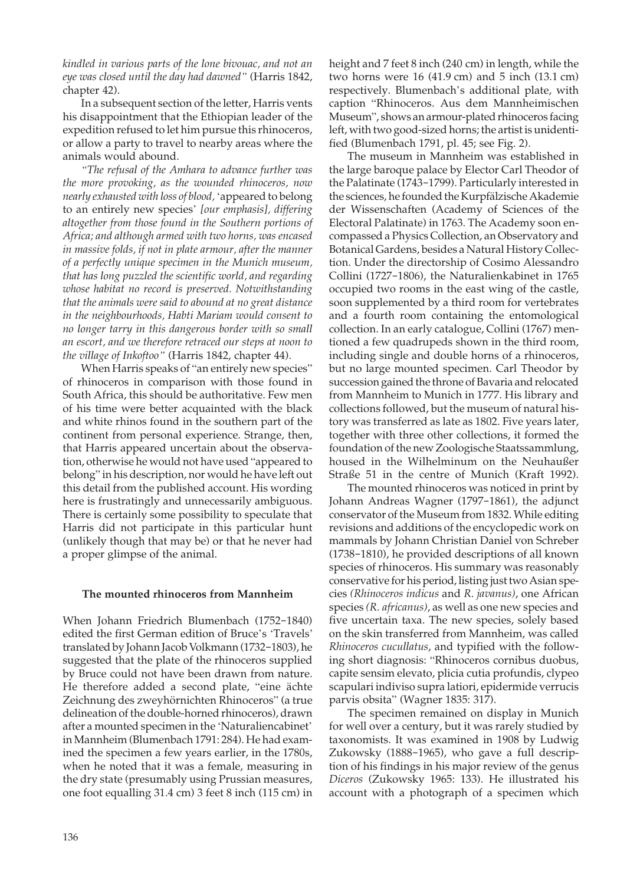*kindled in various parts of the lone bivouac, and not an eye was closed until the day had dawned"* (Harris 1842, chapter 42).

In a subsequent section of the letter, Harris vents his disappointment that the Ethiopian leader of the expedition refused to let him pursue this rhinoceros, or allow a party to travel to nearby areas where the animals would abound.

*"The refusal of the Amhara to advance further was the more provoking, as the wounded rhinoceros, now nearly exhausted with loss of blood,* 'appeared to belong to an entirely new species' *[our emphasis], differing altogether from those found in the Southern portions of Africa; and although armed with two horns, was encased in massive folds, if not in plate armour, after the manner of a perfectly unique specimen in the Munich museum, that has long puzzled the scientific world, and regarding whose habitat no record is preserved. Notwithstanding that the animals were said to abound at no great distance in the neighbourhoods, Habti Mariam would consent to no longer tarry in this dangerous border with so small an escort, and we therefore retraced our steps at noon to the village of Inkoftoo"* (Harris 1842, chapter 44).

When Harris speaks of "an entirely new species" of rhinoceros in comparison with those found in South Africa, this should be authoritative. Few men of his time were better acquainted with the black and white rhinos found in the southern part of the continent from personal experience. Strange, then, that Harris appeared uncertain about the observation, otherwise he would not have used "appeared to belong" in his description, nor would he have left out this detail from the published account. His wording here is frustratingly and unnecessarily ambiguous. There is certainly some possibility to speculate that Harris did not participate in this particular hunt (unlikely though that may be) or that he never had a proper glimpse of the animal.

### The mounted rhinoceros from Mannheim

When Johann Friedrich Blumenbach (1752–1840) edited the first German edition of Bruce's 'Travels' translated by Johann Jacob Volkmann (1732–1803), he suggested that the plate of the rhinoceros supplied by Bruce could not have been drawn from nature. He therefore added a second plate, "eine ächte Zeichnung des zweyhörnichten Rhinoceros" (a true delineation of the double-horned rhinoceros), drawn after a mounted specimen in the 'Naturaliencabinet' in Mannheim (Blumenbach 1791: 284). He had examined the specimen a few years earlier, in the 1780s, when he noted that it was a female, measuring in the dry state (presumably using Prussian measures, one foot equalling 31.4 cm) 3 feet 8 inch (115 cm) in height and 7 feet 8 inch (240 cm) in length, while the two horns were 16 (41.9 cm) and 5 inch (13.1 cm) respectively. Blumenbach's additional plate, with caption "Rhinoceros. Aus dem Mannheimischen Museum", shows an armour-plated rhinoceros facing left, with two good-sized horns; the artist is unidentified (Blumenbach 1791, pl. 45; see Fig. 2).

The museum in Mannheim was established in the large baroque palace by Elector Carl Theodor of the Palatinate (1743–1799). Particularly interested in the sciences, he founded the Kurpfälzische Akademie der Wissenschaften (Academy of Sciences of the Electoral Palatinate) in 1763. The Academy soon encompassed a Physics Collection, an Observatory and Botanical Gardens, besides a Natural History Collection. Under the directorship of Cosimo Alessandro Collini (1727–1806), the Naturalienkabinet in 1765 occupied two rooms in the east wing of the castle, soon supplemented by a third room for vertebrates and a fourth room containing the entomological collection. In an early catalogue, Collini (1767) mentioned a few quadrupeds shown in the third room, including single and double horns of a rhinoceros, but no large mounted specimen. Carl Theodor by succession gained the throne of Bavaria and relocated from Mannheim to Munich in 1777. His library and collections followed, but the museum of natural history was transferred as late as 1802. Five years later, together with three other collections, it formed the foundation of the new Zoologische Staatssammlung, housed in the Wilhelminum on the Neuhaußer Straße 51 in the centre of Munich (Kraft 1992).

The mounted rhinoceros was noticed in print by Johann Andreas Wagner (1797–1861), the adjunct conservator of the Museum from 1832. While editing revisions and additions of the encyclopedic work on mammals by Johann Christian Daniel von Schreber (1738–1810), he provided descriptions of all known species of rhinoceros. His summary was reasonably conservative for his period, listing just two Asian species *(Rhinoceros indicus* and *R. javanus)*, one African species *(R. africanus)*, as well as one new species and five uncertain taxa. The new species, solely based on the skin transferred from Mannheim, was called *Rhinoceros cucullatus*, and typified with the following short diagnosis: "Rhinoceros cornibus duobus, capite sensim elevato, plicia cutia profundis, clypeo scapulari indiviso supra latiori, epidermide verrucis parvis obsita" (Wagner 1835: 317).

The specimen remained on display in Munich for well over a century, but it was rarely studied by taxonomists. It was examined in 1908 by Ludwig Zukowsky (1888–1965), who gave a full description of his findings in his major review of the genus *Diceros* (Zukowsky 1965: 133). He illustrated his account with a photograph of a specimen which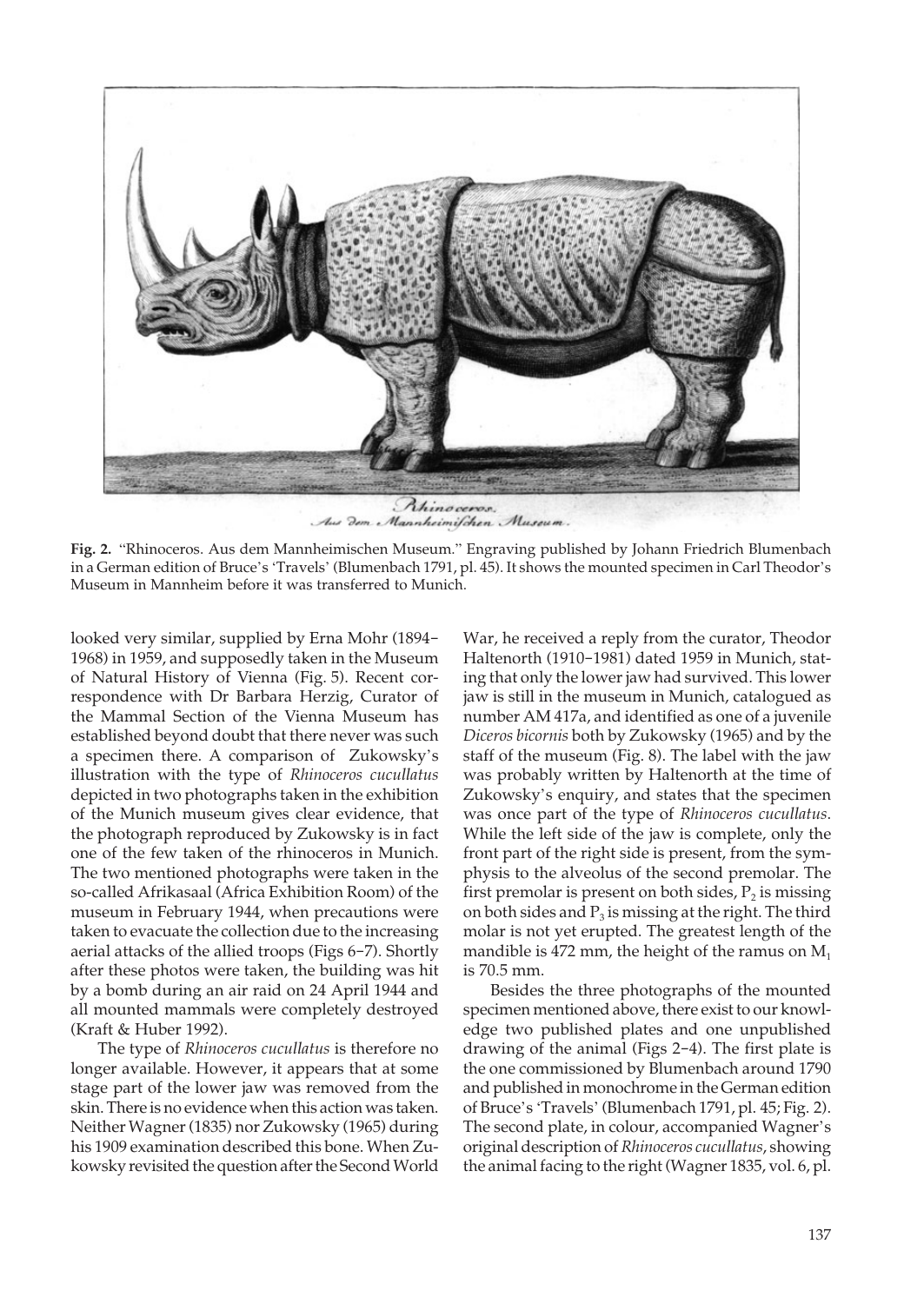Fig. 2. "Rhinoceros. Aus dem Mannheimischen Museum." Engraving published by Johann Friedrich Blumenbach in a German edition of Bruce's 'Travels' (Blumenbach 1791, pl. 45). It shows the mounted specimen in Carl Theodor's Museum in Mannheim before it was transferred to Munich.

looked very similar, supplied by Erna Mohr (1894–1968) in 1959, and supposedly taken in the Museum of Natural History of Vienna (Fig. 5). Recent correspondence with Dr Barbara Herzig, Curator of the Mammal Section of the Vienna Museum has established beyond doubt that there never was such a specimen there. A comparison of Zukowsky's illustration with the type of *Rhinoceros cucullatus* depicted in two photographs taken in the exhibition of the Munich museum gives clear evidence, that the photograph reproduced by Zukowsky is in fact one of the few taken of the rhinoceros in Munich. The two mentioned photographs were taken in the so-called Afrikasaal (Africa Exhibition Room) of the museum in February 1944, when precautions were taken to evacuate the collection due to the increasing aerial attacks of the allied troops (Figs 6–7). Shortly after these photos were taken, the building was hit by a bomb during an air raid on 24 April 1944 and all mounted mammals were completely destroyed (Kraft & Huber 1992).

The type of *Rhinoceros cucullatus* is therefore no longer available. However, it appears that at some stage part of the lower jaw was removed from the skin. There is no evidence when this action was taken. Neither Wagner (1835) nor Zukowsky (1965) during his 1909 examination described this bone. When Zukowsky revisited the question after the Second World War, he received a reply from the curator, Theodor Haltenorth (1910–1981) dated 1959 in Munich, stating that only the lower jaw had survived. This lower jaw is still in the museum in Munich, catalogued as number AM 417a, and identified as one of a juvenile *Diceros bicornis* both by Zukowsky (1965) and by the staff of the museum (Fig. 8). The label with the jaw was probably written by Haltenorth at the time of Zukowsky's enquiry, and states that the specimen was once part of the type of *Rhinoceros cucullatus*. While the left side of the jaw is complete, only the front part of the right side is present, from the symphysis to the alveolus of the second premolar. The first premolar is present on both sides, $P_2$ is missing on both sides and $P_3$ is missing at the right. The third molar is not yet erupted. The greatest length of the mandible is 472 mm, the height of the ramus on $M_1$ is 70.5 mm.

Besides the three photographs of the mounted specimen mentioned above, there exist to our knowledge two published plates and one unpublished drawing of the animal (Figs 2–4). The first plate is the one commissioned by Blumenbach around 1790 and published in monochrome in the German edition of Bruce's 'Travels' (Blumenbach 1791, pl. 45; Fig. 2). The second plate, in colour, accompanied Wagner's original description of *Rhinoceros cucullatus*, showing the animal facing to the right (Wagner 1835, vol. 6, pl.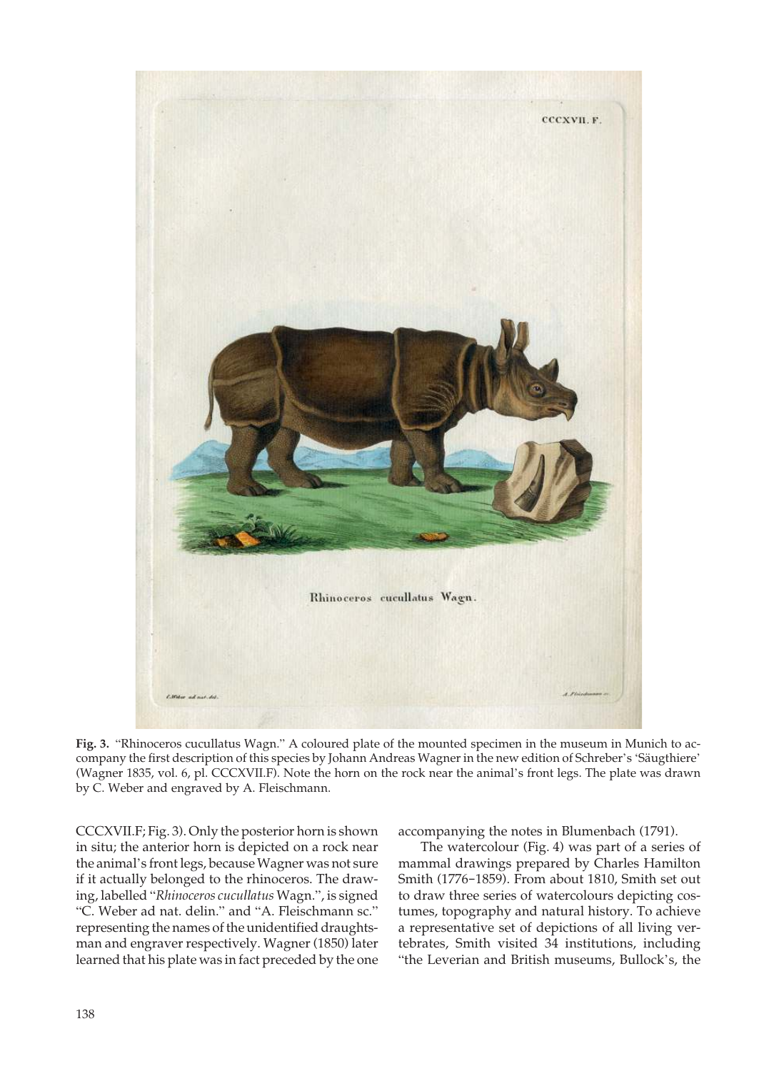**Fig. 3.** "Rhinoceros cucullatus Wagn." A coloured plate of the mounted specimen in the museum in Munich to accompany the first description of this species by Johann Andreas Wagner in the new edition of Schreber's 'Säugthiere' (Wagner 1835, vol. 6, pl. CCCXVII.F). Note the horn on the rock near the animal's front legs. The plate was drawn by C. Weber and engraved by A. Fleischmann.

CCCXVII.F; Fig. 3). Only the posterior horn is shown in situ; the anterior horn is depicted on a rock near the animal's front legs, because Wagner was not sure if it actually belonged to the rhinoceros. The drawing, labelled "*Rhinoceros cucullatus* Wagn.", is signed "C. Weber ad nat. delin." and "A. Fleischmann sc." representing the names of the unidentified draughtsman and engraver respectively. Wagner (1850) later learned that his plate was in fact preceded by the one accompanying the notes in Blumenbach (1791).

The watercolour (Fig. 4) was part of a series of mammal drawings prepared by Charles Hamilton Smith (1776–1859). From about 1810, Smith set out to draw three series of watercolours depicting costumes, topography and natural history. To achieve a representative set of depictions of all living vertebrates, Smith visited 34 institutions, including "the Leverian and British museums, Bullock's, the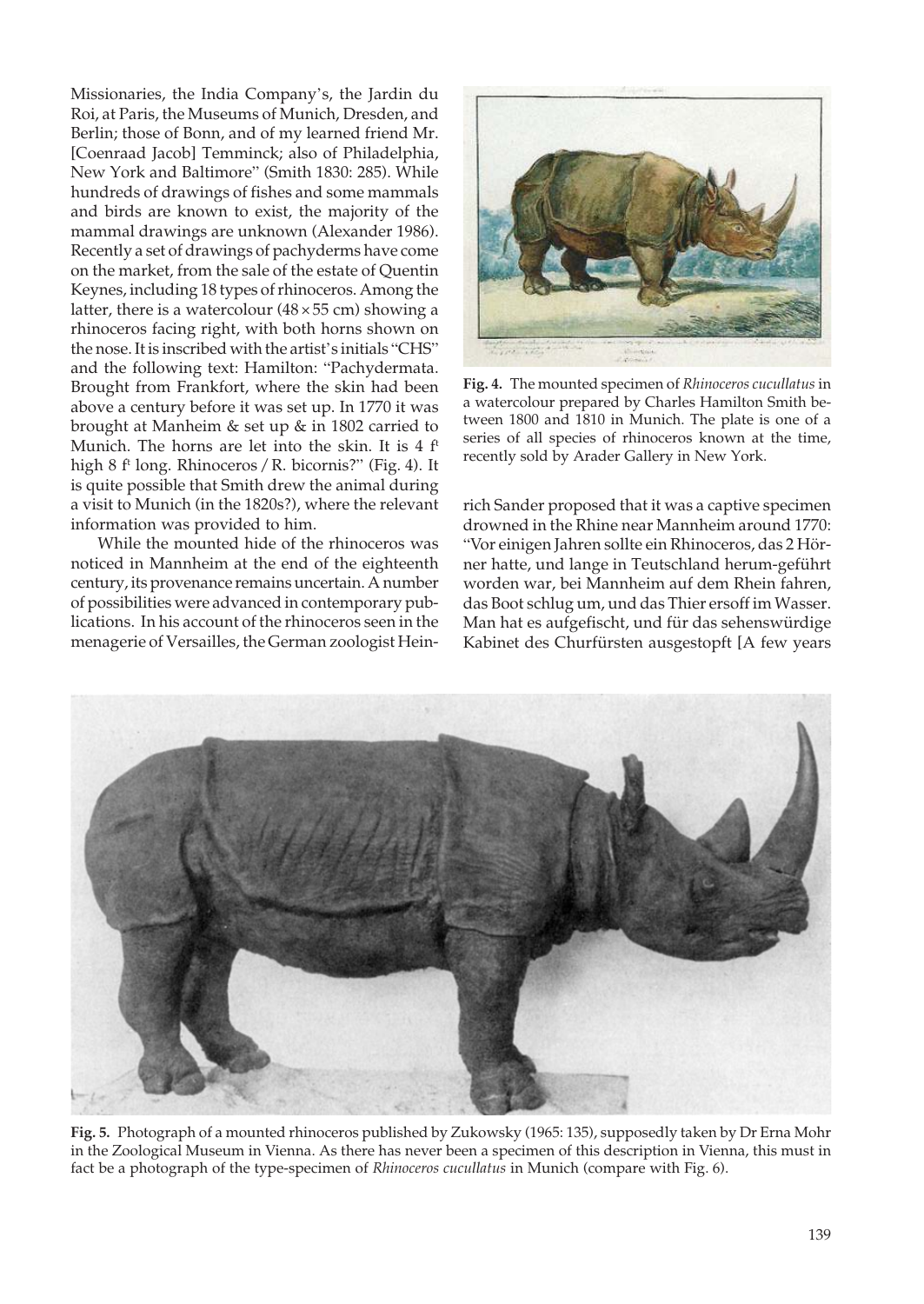Missionaries, the India Company's, the Jardin du Roi, at Paris, the Museums of Munich, Dresden, and Berlin; those of Bonn, and of my learned friend Mr. [Coenraad Jacob] Temminck; also of Philadelphia, New York and Baltimore" (Smith 1830: 285). While hundreds of drawings of fishes and some mammals and birds are known to exist, the majority of the mammal drawings are unknown (Alexander 1986). Recently a set of drawings of pachyderms have come on the market, from the sale of the estate of Quentin Keynes, including 18 types of rhinoceros. Among the latter, there is a watercolour (48 × 55 cm) showing a rhinoceros facing right, with both horns shown on the nose. It is inscribed with the artist's initials "CHS" and the following text: Hamilton: "Pachydermata. Brought from Frankfort, where the skin had been above a century before it was set up. In 1770 it was brought at Manheim & set up & in 1802 carried to Munich. The horns are let into the skin. It is 4 f[t] high 8 f[t] long. Rhinoceros / R. bicornis?" (Fig. 4). It is quite possible that Smith drew the animal during a visit to Munich (in the 1820s?), where the relevant information was provided to him.

**Fig. 4.** The mounted specimen of *Rhinoceros cucullatus* in a watercolour prepared by Charles Hamilton Smith between 1800 and 1810 in Munich. The plate is one of a series of all species of rhinoceros known at the time, recently sold by Arader Gallery in New York.

While the mounted hide of the rhinoceros was noticed in Mannheim at the end of the eighteenth century, its provenance remains uncertain. A number of possibilities were advanced in contemporary publications. In his account of the rhinoceros seen in the menagerie of Versailles, the German zoologist Heinrich Sander proposed that it was a captive specimen drowned in the Rhine near Mannheim around 1770: "Vor einigen Jahren sollte ein Rhinoceros, das 2 Hörner hatte, und lange in Teutschland herum-geführt worden war, bei Mannheim auf dem Rhein fahren, das Boot schlug um, und das Thier ersoff im Wasser. Man hat es aufgefischt, und für das sehenswürdige Kabinet des Churfürsten ausgestopft [A few years

**Fig. 5.** Photograph of a mounted rhinoceros published by Zukowsky (1965: 135), supposedly taken by Dr Erna Mohr in the Zoological Museum in Vienna. As there has never been a specimen of this description in Vienna, this must in fact be a photograph of the type-specimen of *Rhinoceros cucullatus* in Munich (compare with Fig. 6).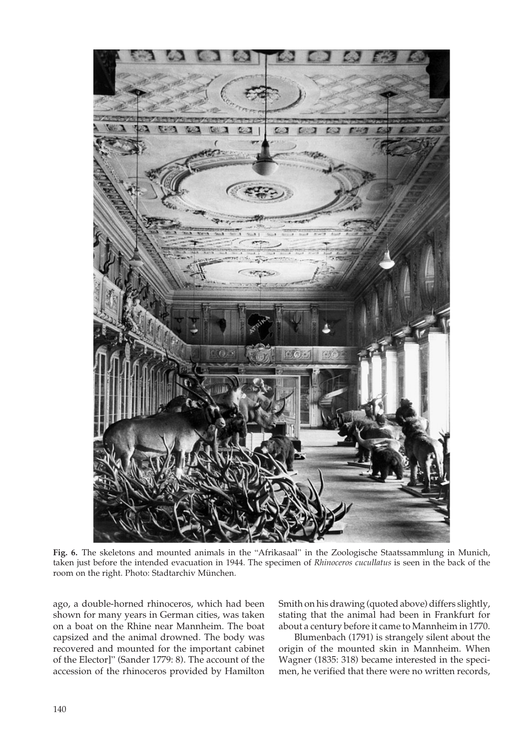**Fig. 6.** The skeletons and mounted animals in the "Afrikasaal" in the Zoologische Staatssammlung in Munich, taken just before the intended evacuation in 1944. The specimen of *Rhinoceros cucullatus* is seen in the back of the room on the right. Photo: Stadtarchiv München.

ago, a double-horned rhinoceros, which had been shown for many years in German cities, was taken on a boat on the Rhine near Mannheim. The boat capsized and the animal drowned. The body was recovered and mounted for the important cabinet of the Elector]" (Sander 1779: 8). The account of the accession of the rhinoceros provided by Hamilton Smith on his drawing (quoted above) differs slightly, stating that the animal had been in Frankfurt for about a century before it came to Mannheim in 1770.

Blumenbach (1791) is strangely silent about the origin of the mounted skin in Mannheim. When Wagner (1835: 318) became interested in the specimen, he verified that there were no written records,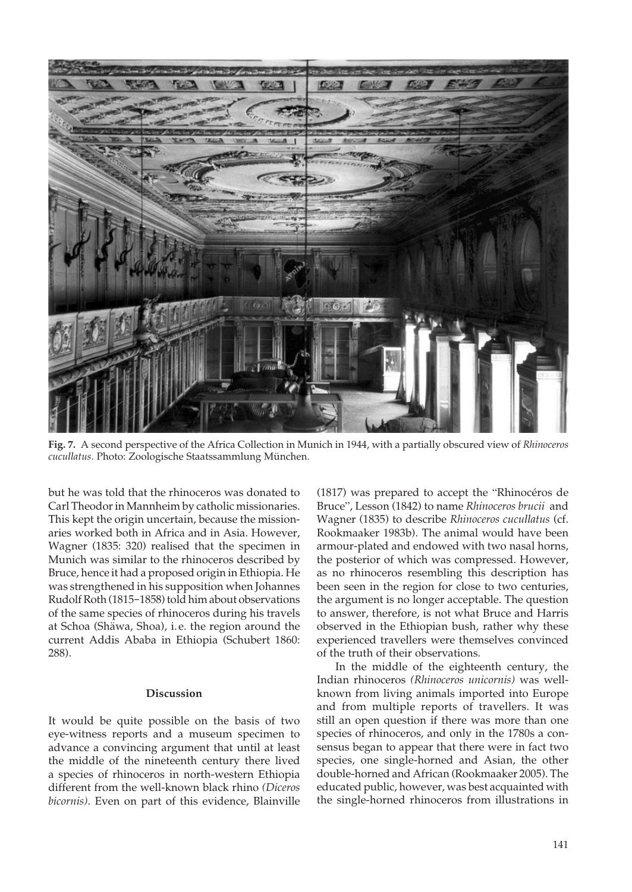**Fig. 7.** A second perspective of the Africa Collection in Munich in 1944, with a partially obscured view of *Rhinoceros cucullatus*. Photo: Zoologische Staatssammlung München.

but he was told that the rhinoceros was donated to Carl Theodor in Mannheim by catholic missionaries. This kept the origin uncertain, because the missionaries worked both in Africa and in Asia. However, Wagner (1835: 320) realised that the specimen in Munich was similar to the rhinoceros described by Bruce, hence it had a proposed origin in Ethiopia. He was strengthened in his supposition when Johannes Rudolf Roth (1815–1858) told him about observations of the same species of rhinoceros during his travels at Schoa (Shäwa, Shoa), i. e. the region around the current Addis Ababa in Ethiopia (Schubert 1860: 288).

### Discussion

It would be quite possible on the basis of two eye-witness reports and a museum specimen to advance a convincing argument that until at least the middle of the nineteenth century there lived a species of rhinoceros in north-western Ethiopia different from the well-known black rhino *(Diceros bicornis)*. Even on part of this evidence, Blainville (1817) was prepared to accept the "Rhinocéros de Bruce", Lesson (1842) to name *Rhinoceros brucii* and Wagner (1835) to describe *Rhinoceros cucullatus* (cf. Rookmaaker 1983b). The animal would have been armour-plated and endowed with two nasal horns, the posterior of which was compressed. However, as no rhinoceros resembling this description has been seen in the region for close to two centuries, the argument is no longer acceptable. The question to answer, therefore, is not what Bruce and Harris observed in the Ethiopian bush, rather why these experienced travellers were themselves convinced of the truth of their observations.

In the middle of the eighteenth century, the Indian rhinoceros *(Rhinoceros unicornis)* was well-known from living animals imported into Europe and from multiple reports of travellers. It was still an open question if there was more than one species of rhinoceros, and only in the 1780s a consensus began to appear that there were in fact two species, one single-horned and Asian, the other double-horned and African (Rookmaaker 2005). The educated public, however, was best acquainted with the single-horned rhinoceros from illustrations in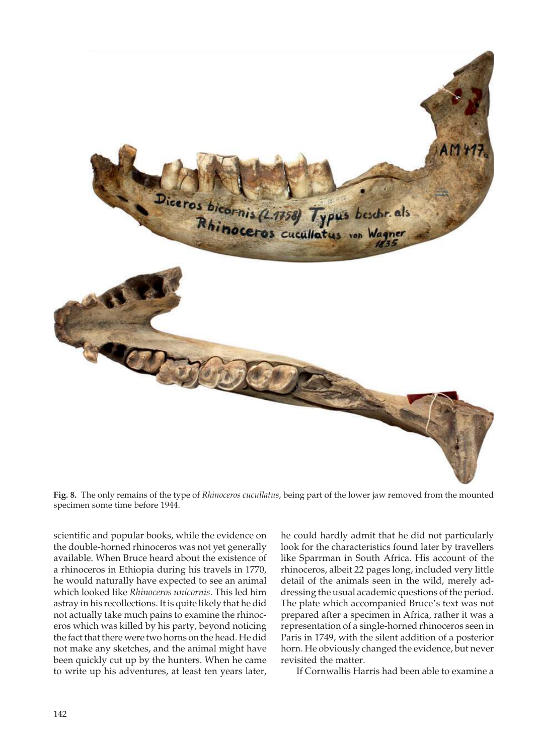**Fig. 8.** The only remains of the type of *Rhinoceros cucullatus*, being part of the lower jaw removed from the mounted specimen some time before 1944.

scientific and popular books, while the evidence on the double-horned rhinoceros was not yet generally available. When Bruce heard about the existence of a rhinoceros in Ethiopia during his travels in 1770, he would naturally have expected to see an animal which looked like *Rhinoceros unicornis*. This led him astray in his recollections. It is quite likely that he did not actually take much pains to examine the rhinoceros which was killed by his party, beyond noticing the fact that there were two horns on the head. He did not make any sketches, and the animal might have been quickly cut up by the hunters. When he came to write up his adventures, at least ten years later, he could hardly admit that he did not particularly look for the characteristics found later by travellers like Sparrman in South Africa. His account of the rhinoceros, albeit 22 pages long, included very little detail of the animals seen in the wild, merely addressing the usual academic questions of the period. The plate which accompanied Bruce's text was not prepared after a specimen in Africa, rather it was a representation of a single-horned rhinoceros seen in Paris in 1749, with the silent addition of a posterior horn. He obviously changed the evidence, but never revisited the matter.

If Cornwallis Harris had been able to examine a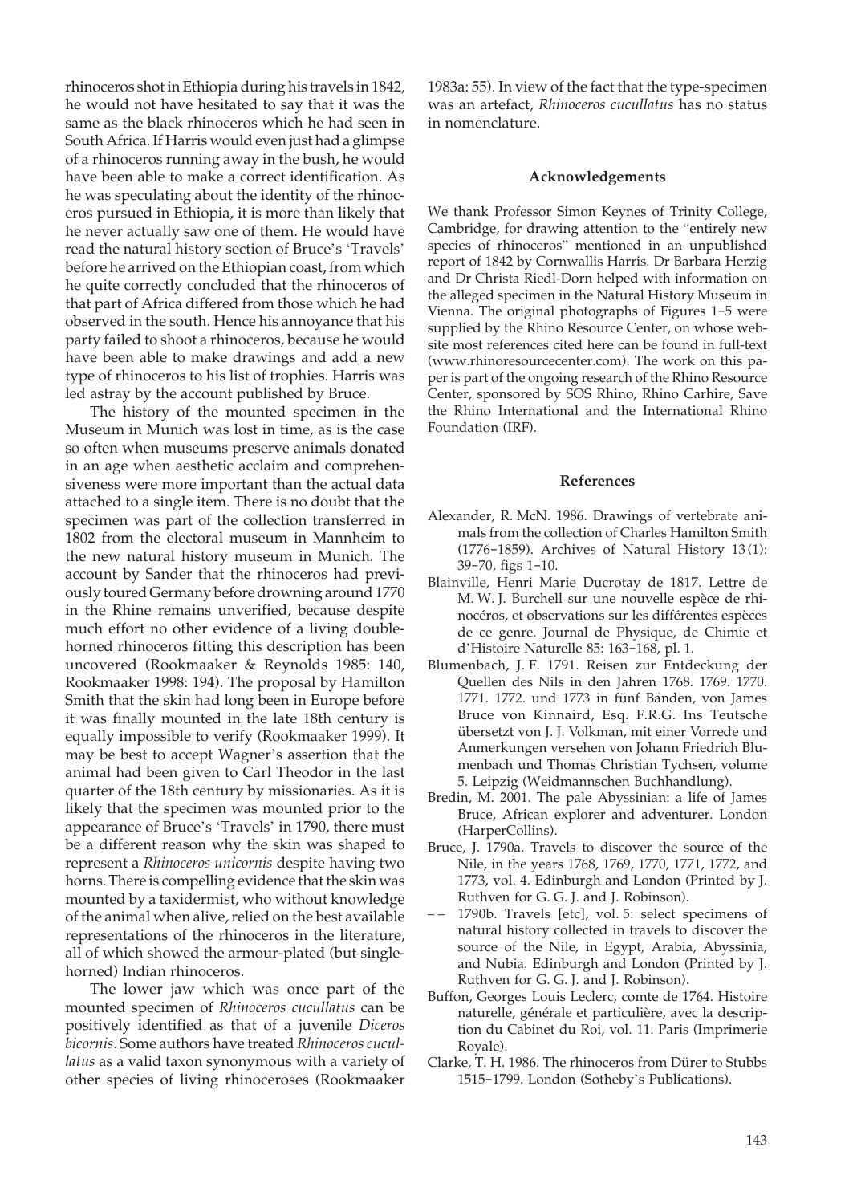rhinoceros shot in Ethiopia during his travels in 1842, he would not have hesitated to say that it was the same as the black rhinoceros which he had seen in South Africa. If Harris would even just had a glimpse of a rhinoceros running away in the bush, he would have been able to make a correct identification. As he was speculating about the identity of the rhinoceros pursued in Ethiopia, it is more than likely that he never actually saw one of them. He would have read the natural history section of Bruce's 'Travels' before he arrived on the Ethiopian coast, from which he quite correctly concluded that the rhinoceros of that part of Africa differed from those which he had observed in the south. Hence his annoyance that his party failed to shoot a rhinoceros, because he would have been able to make drawings and add a new type of rhinoceros to his list of trophies. Harris was led astray by the account published by Bruce.

The history of the mounted specimen in the Museum in Munich was lost in time, as is the case so often when museums preserve animals donated in an age when aesthetic acclaim and comprehensiveness were more important than the actual data attached to a single item. There is no doubt that the specimen was part of the collection transferred in 1802 from the electoral museum in Mannheim to the new natural history museum in Munich. The account by Sander that the rhinoceros had previously toured Germany before drowning around 1770 in the Rhine remains unverified, because despite much effort no other evidence of a living double-horned rhinoceros fitting this description has been uncovered (Rookmaaker & Reynolds 1985: 140, Rookmaaker 1998: 194). The proposal by Hamilton Smith that the skin had long been in Europe before it was finally mounted in the late 18th century is equally impossible to verify (Rookmaaker 1999). It may be best to accept Wagner's assertion that the animal had been given to Carl Theodor in the last quarter of the 18th century by missionaries. As it is likely that the specimen was mounted prior to the appearance of Bruce's 'Travels' in 1790, there must be a different reason why the skin was shaped to represent a *Rhinoceros unicornis* despite having two horns. There is compelling evidence that the skin was mounted by a taxidermist, who without knowledge of the animal when alive, relied on the best available representations of the rhinoceros in the literature, all of which showed the armour-plated (but single-horned) Indian rhinoceros.

The lower jaw which was once part of the mounted specimen of *Rhinoceros cucullatus* can be positively identified as that of a juvenile *Diceros bicornis*. Some authors have treated *Rhinoceros cucullatus* as a valid taxon synonymous with a variety of other species of living rhinoceroses (Rookmaaker 1983a: 55). In view of the fact that the type-specimen was an artefact, *Rhinoceros cucullatus* has no status in nomenclature.

## Acknowledgements

We thank Professor Simon Keynes of Trinity College, Cambridge, for drawing attention to the "entirely new species of rhinoceros" mentioned in an unpublished report of 1842 by Cornwallis Harris. Dr Barbara Herzig and Dr Christa Riedl-Dorn helped with information on the alleged specimen in the Natural History Museum in Vienna. The original photographs of Figures 1–5 were supplied by the Rhino Resource Center, on whose website most references cited here can be found in full-text (www.rhinoresourcecenter.com). The work on this paper is part of the ongoing research of the Rhino Resource Center, sponsored by SOS Rhino, Rhino Carhire, Save the Rhino International and the International Rhino Foundation (IRF).

## References

Alexander, R. McN. 1986. Drawings of vertebrate animals from the collection of Charles Hamilton Smith (1776–1859). Archives of Natural History 13(1): 39–70, figs 1–10.

Blainville, Henri Marie Ducrotay de 1817. Lettre de M. W. J. Burchell sur une nouvelle espèce de rhinocéros, et observations sur les différentes espèces de ce genre. Journal de Physique, de Chimie et d'Histoire Naturelle 85: 163–168, pl. 1.

Blumenbach, J. F. 1791. Reisen zur Entdeckung der Quellen des Nils in den Jahren 1768. 1769. 1770. 1771. 1772. und 1773 in fünf Bänden, von James Bruce von Kinnaird, Esq. F.R.G. Ins Teutsche übersetzt von J. J. Volkman, mit einer Vorrede und Anmerkungen versehen von Johann Friedrich Blumenbach und Thomas Christian Tychsen, volume 5. Leipzig (Weidmannschen Buchhandlung).

Bredin, M. 2001. The pale Abyssinian: a life of James Bruce, African explorer and adventurer. London (HarperCollins).

Bruce, J. 1790a. Travels to discover the source of the Nile, in the years 1768, 1769, 1770, 1771, 1772, and 1773, vol. 4. Edinburgh and London (Printed by J. Ruthven for G. G. J. and J. Robinson).

–– 1790b. Travels [etc], vol. 5: select specimens of natural history collected in travels to discover the source of the Nile, in Egypt, Arabia, Abyssinia, and Nubia. Edinburgh and London (Printed by J. Ruthven for G. G. J. and J. Robinson).

Buffon, Georges Louis Leclerc, comte de 1764. Histoire naturelle, générale et particulière, avec la description du Cabinet du Roi, vol. 11. Paris (Imprimerie Royale).

Clarke, T. H. 1986. The rhinoceros from Dürer to Stubbs 1515–1799. London (Sotheby's Publications).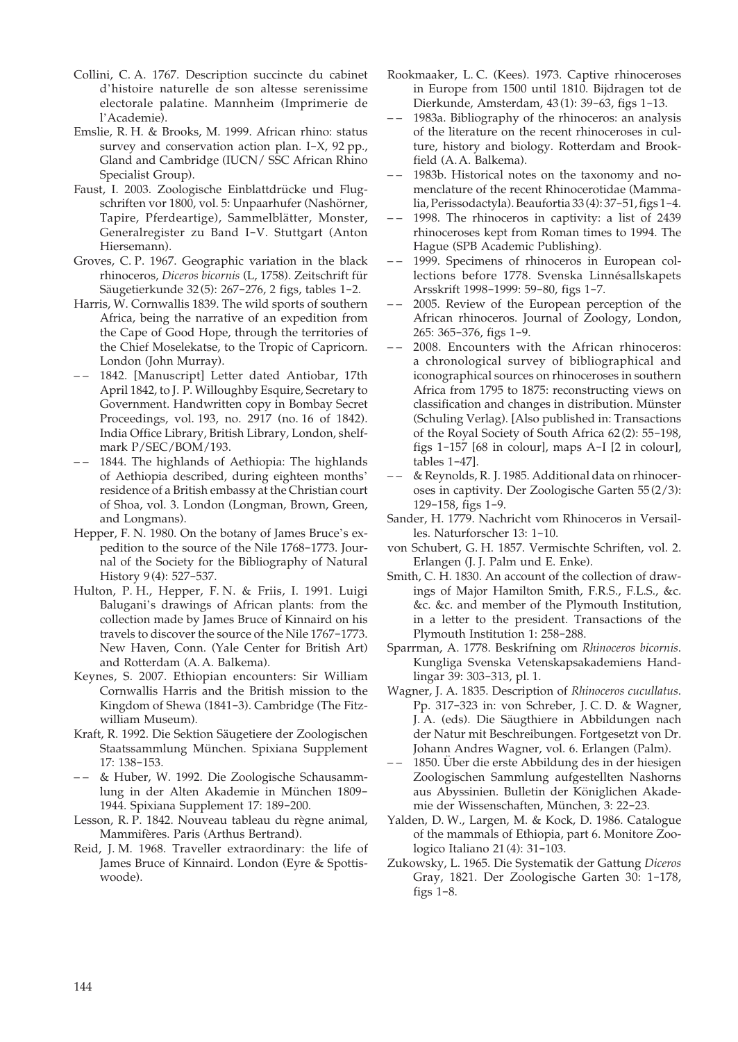Collini, C. A. 1767. Description succincte du cabinet d'histoire naturelle de son altesse serenissime electorale palatine. Mannheim (Imprimerie de l'Academie).

Emslie, R. H. & Brooks, M. 1999. African rhino: status survey and conservation action plan. I–X, 92 pp., Gland and Cambridge (IUCN/ SSC African Rhino Specialist Group).

Faust, I. 2003. Zoologische Einblattdrücke und Flugschriften vor 1800, vol. 5: Unpaarhufer (Nashörner, Tapire, Pferdeartige), Sammelblätter, Monster, Generalregister zu Band I–V. Stuttgart (Anton Hiersemann).

Groves, C. P. 1967. Geographic variation in the black rhinoceros, *Diceros bicornis* (L, 1758). Zeitschrift für Säugetierkunde 32 (5): 267–276, 2 figs, tables 1–2.

Harris, W. Cornwallis 1839. The wild sports of southern Africa, being the narrative of an expedition from the Cape of Good Hope, through the territories of the Chief Moselekatse, to the Tropic of Capricorn. London (John Murray).

–– 1842. [Manuscript] Letter dated Antiobar, 17th April 1842, to J. P. Willoughby Esquire, Secretary to Government. Handwritten copy in Bombay Secret Proceedings, vol. 193, no. 2917 (no. 16 of 1842). India Office Library, British Library, London, shelfmark P/SEC/BOM/193.

–– 1844. The highlands of Aethiopia: The highlands of Aethiopia described, during eighteen months' residence of a British embassy at the Christian court of Shoa, vol. 3. London (Longman, Brown, Green, and Longmans).

Hepper, F. N. 1980. On the botany of James Bruce's expedition to the source of the Nile 1768–1773. Journal of the Society for the Bibliography of Natural History 9 (4): 527–537.

Hulton, P. H., Hepper, F. N. & Friis, I. 1991. Luigi Balugani's drawings of African plants: from the collection made by James Bruce of Kinnaird on his travels to discover the source of the Nile 1767–1773. New Haven, Conn. (Yale Center for British Art) and Rotterdam (A. A. Balkema).

Keynes, S. 2007. Ethiopian encounters: Sir William Cornwallis Harris and the British mission to the Kingdom of Shewa (1841–3). Cambridge (The Fitzwilliam Museum).

Kraft, R. 1992. Die Sektion Säugetiere der Zoologischen Staatssammlung München. Spixiana Supplement 17: 138–153.

–– & Huber, W. 1992. Die Zoologische Schausammlung in der Alten Akademie in München 1809–1944. Spixiana Supplement 17: 189–200.

Lesson, R. P. 1842. Nouveau tableau du règne animal, Mammifères. Paris (Arthus Bertrand).

Reid, J. M. 1968. Traveller extraordinary: the life of James Bruce of Kinnaird. London (Eyre & Spottiswoode).

Rookmaaker, L. C. (Kees). 1973. Captive rhinoceroses in Europe from 1500 until 1810. Bijdragen tot de Dierkunde, Amsterdam, 43 (1): 39–63, figs 1–13.

–– 1983a. Bibliography of the rhinoceros: an analysis of the literature on the recent rhinoceroses in culture, history and biology. Rotterdam and Brookfield (A. A. Balkema).

–– 1983b. Historical notes on the taxonomy and nomenclature of the recent Rhinocerotidae (Mammalia, Perissodactyla). Beaufortia 33 (4): 37–51, figs 1–4.

–– 1998. The rhinoceros in captivity: a list of 2439 rhinoceroses kept from Roman times to 1994. The Hague (SPB Academic Publishing).

–– 1999. Specimens of rhinoceros in European collections before 1778. Svenska Linnésallskapets Arsskrift 1998–1999: 59–80, figs 1–7.

–– 2005. Review of the European perception of the African rhinoceros. Journal of Zoology, London, 265: 365–376, figs 1–9.

–– 2008. Encounters with the African rhinoceros: a chronological survey of bibliographical and iconographical sources on rhinoceroses in southern Africa from 1795 to 1875: reconstructing views on classification and changes in distribution. Münster (Schuling Verlag). [Also published in: Transactions of the Royal Society of South Africa 62 (2): 55–198, figs 1–157 [68 in colour], maps A–I [2 in colour], tables 1–47].

–– & Reynolds, R. J. 1985. Additional data on rhinoceroses in captivity. Der Zoologische Garten 55 (2/3): 129–158, figs 1–9.

Sander, H. 1779. Nachricht vom Rhinoceros in Versailles. Naturforscher 13: 1–10.

von Schubert, G. H. 1857. Vermischte Schriften, vol. 2. Erlangen (J. J. Palm und E. Enke).

Smith, C. H. 1830. An account of the collection of drawings of Major Hamilton Smith, F.R.S., F.L.S., &c. &c. &c. and member of the Plymouth Institution, in a letter to the president. Transactions of the Plymouth Institution 1: 258–288.

Sparrman, A. 1778. Beskrifning om *Rhinoceros bicornis*. Kungliga Svenska Vetenskapsakademiens Handlingar 39: 303–313, pl. 1.

Wagner, J. A. 1835. Description of *Rhinoceros cucullatus*. Pp. 317–323 in: von Schreber, J. C. D. & Wagner, J. A. (eds). Die Säugthiere in Abbildungen nach der Natur mit Beschreibungen. Fortgesetzt von Dr. Johann Andres Wagner, vol. 6. Erlangen (Palm).

–– 1850. Über die erste Abbildung des in der hiesigen Zoologischen Sammlung aufgestellten Nashorns aus Abyssinien. Bulletin der Königlichen Akademie der Wissenschaften, München, 3: 22–23.

Yalden, D. W., Largen, M. & Kock, D. 1986. Catalogue of the mammals of Ethiopia, part 6. Monitore Zoologico Italiano 21 (4): 31–103.

Zukowsky, L. 1965. Die Systematik der Gattung *Diceros* Gray, 1821. Der Zoologische Garten 30: 1–178, figs 1–8.